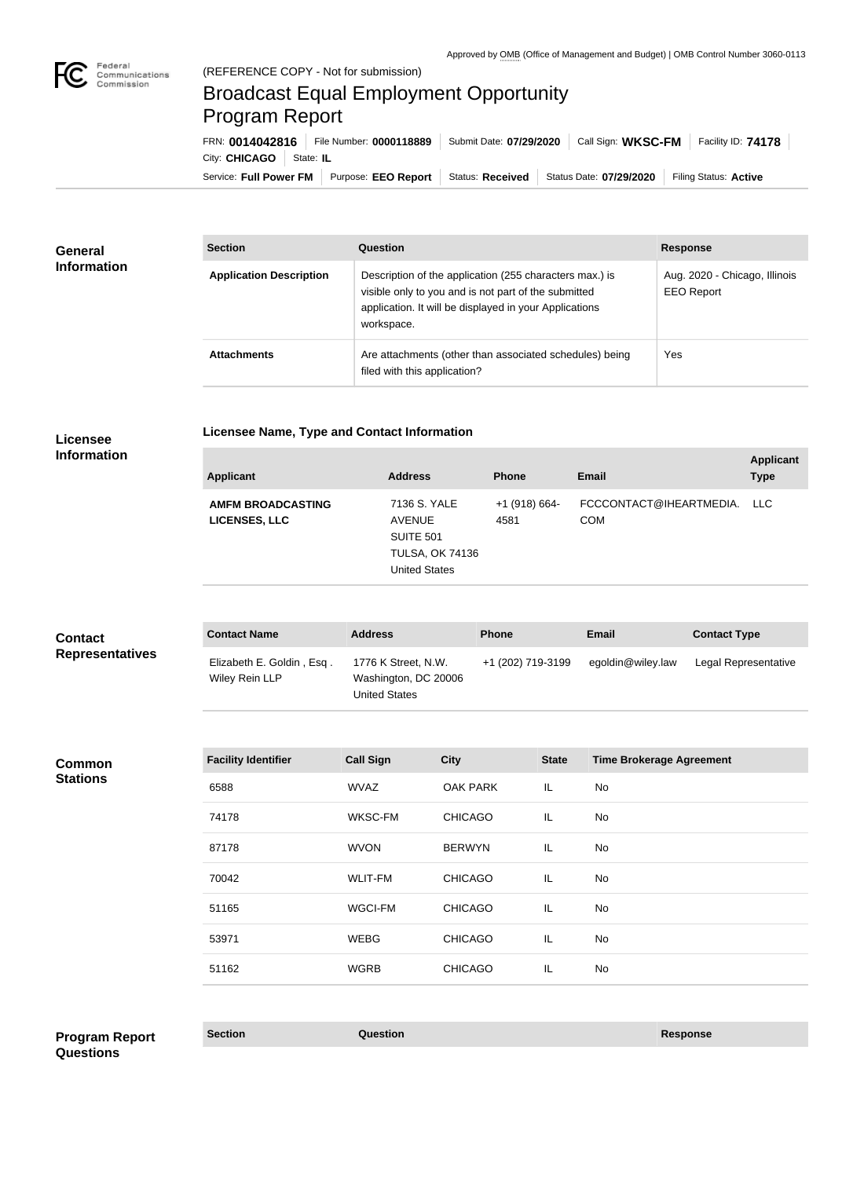Approved by OMB (Office of Management and Budget) | OMB Control Number 3060-0113

Federal Communications Commission

(REFERENCE COPY - Not for submission)

# Broadcast Equal Employment Opportunity Program Report

FRN: **0014042816** | File Number: **0000118889** | Submit Date: **07/29/2020** | Call Sign: **WKSC-FM** | Facility ID: **74178** | City: **CHICAGO** | State: **IL**

Service: **Full Power FM** | Purpose: **EEO Report** | Status: **Received** | Status Date: **07/29/2020** | Filing Status: **Active**

## General Information

| Section | Question | Response |
|---|---|---|
| **Application Description** | Description of the application (255 characters max.) is visible only to you and is not part of the submitted application. It will be displayed in your Applications workspace. | Aug. 2020 - Chicago, Illinois EEO Report |
| **Attachments** | Are attachments (other than associated schedules) being filed with this application? | Yes |

## Licensee Information

### Licensee Name, Type and Contact Information

| Applicant | Address | Phone | Email | Applicant Type |
|---|---|---|---|---|
| **AMFM BROADCASTING LICENSES, LLC** | 7136 S. YALE AVENUE SUITE 501 TULSA, OK 74136 United States | +1 (918) 664-4581 | FCCCONTACT@IHEARTMEDIA.COM | LLC |

## Contact Representatives

| Contact Name | Address | Phone | Email | Contact Type |
|---|---|---|---|---|
| Elizabeth E. Goldin , Esq . Wiley Rein LLP | 1776 K Street, N.W. Washington, DC 20006 United States | +1 (202) 719-3199 | egoldin@wiley.law | Legal Representative |

## Common Stations

| Facility Identifier | Call Sign | City | State | Time Brokerage Agreement |
|---|---|---|---|---|
| 6588 | WVAZ | OAK PARK | IL | No |
| 74178 | WKSC-FM | CHICAGO | IL | No |
| 87178 | WVON | BERWYN | IL | No |
| 70042 | WLIT-FM | CHICAGO | IL | No |
| 51165 | WGCI-FM | CHICAGO | IL | No |
| 53971 | WEBG | CHICAGO | IL | No |
| 51162 | WGRB | CHICAGO | IL | No |

## Program Report Questions

| Section | Question | Response |
|---|---|---|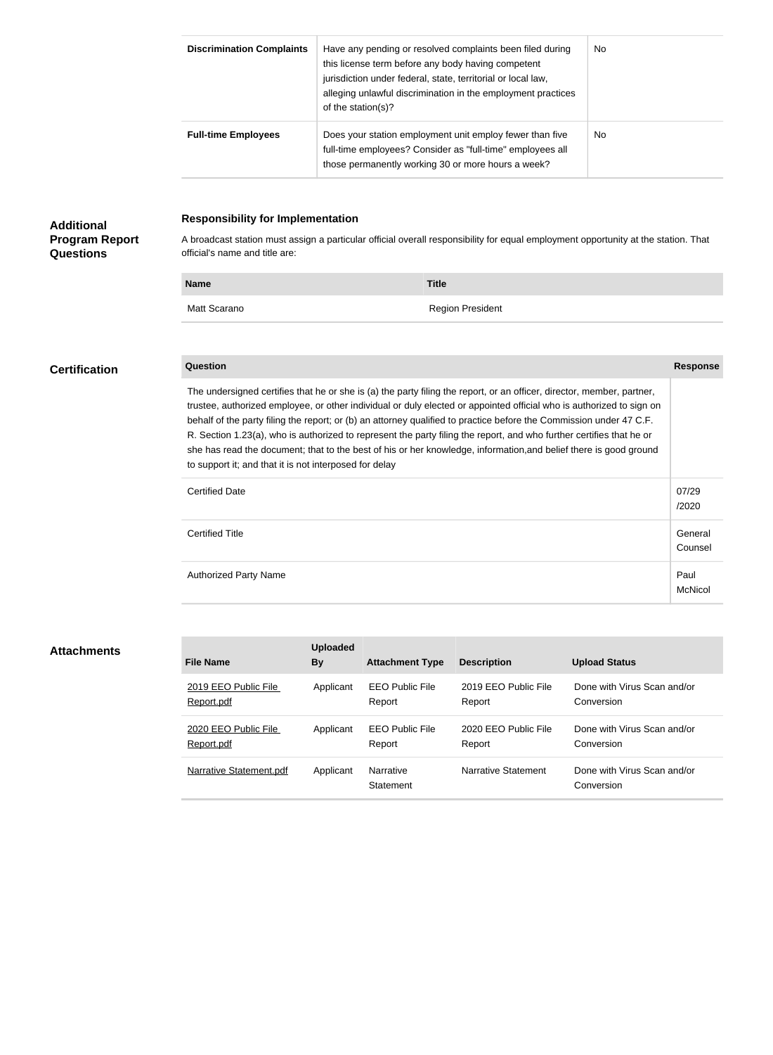| | | |
|---|---|---|
| **Discrimination Complaints** | Have any pending or resolved complaints been filed during this license term before any body having competent jurisdiction under federal, state, territorial or local law, alleging unlawful discrimination in the employment practices of the station(s)? | No |
| **Full-time Employees** | Does your station employment unit employ fewer than five full-time employees? Consider as "full-time" employees all those permanently working 30 or more hours a week? | No |

## Additional Program Report Questions

### Responsibility for Implementation

A broadcast station must assign a particular official overall responsibility for equal employment opportunity at the station. That official's name and title are:

| Name | Title |
|---|---|
| Matt Scarano | Region President |

## Certification

| Question | Response |
|---|---|
| The undersigned certifies that he or she is (a) the party filing the report, or an officer, director, member, partner, trustee, authorized employee, or other individual or duly elected or appointed official who is authorized to sign on behalf of the party filing the report; or (b) an attorney qualified to practice before the Commission under 47 C.F. R. Section 1.23(a), who is authorized to represent the party filing the report, and who further certifies that he or she has read the document; that to the best of his or her knowledge, information,and belief there is good ground to support it; and that it is not interposed for delay | |
| Certified Date | 07/29/2020 |
| Certified Title | General Counsel |
| Authorized Party Name | Paul McNicol |

## Attachments

| File Name | Uploaded By | Attachment Type | Description | Upload Status |
|---|---|---|---|---|
| 2019 EEO Public File Report.pdf | Applicant | EEO Public File Report | 2019 EEO Public File Report | Done with Virus Scan and/or Conversion |
| 2020 EEO Public File Report.pdf | Applicant | EEO Public File Report | 2020 EEO Public File Report | Done with Virus Scan and/or Conversion |
| Narrative Statement.pdf | Applicant | Narrative Statement | Narrative Statement | Done with Virus Scan and/or Conversion |